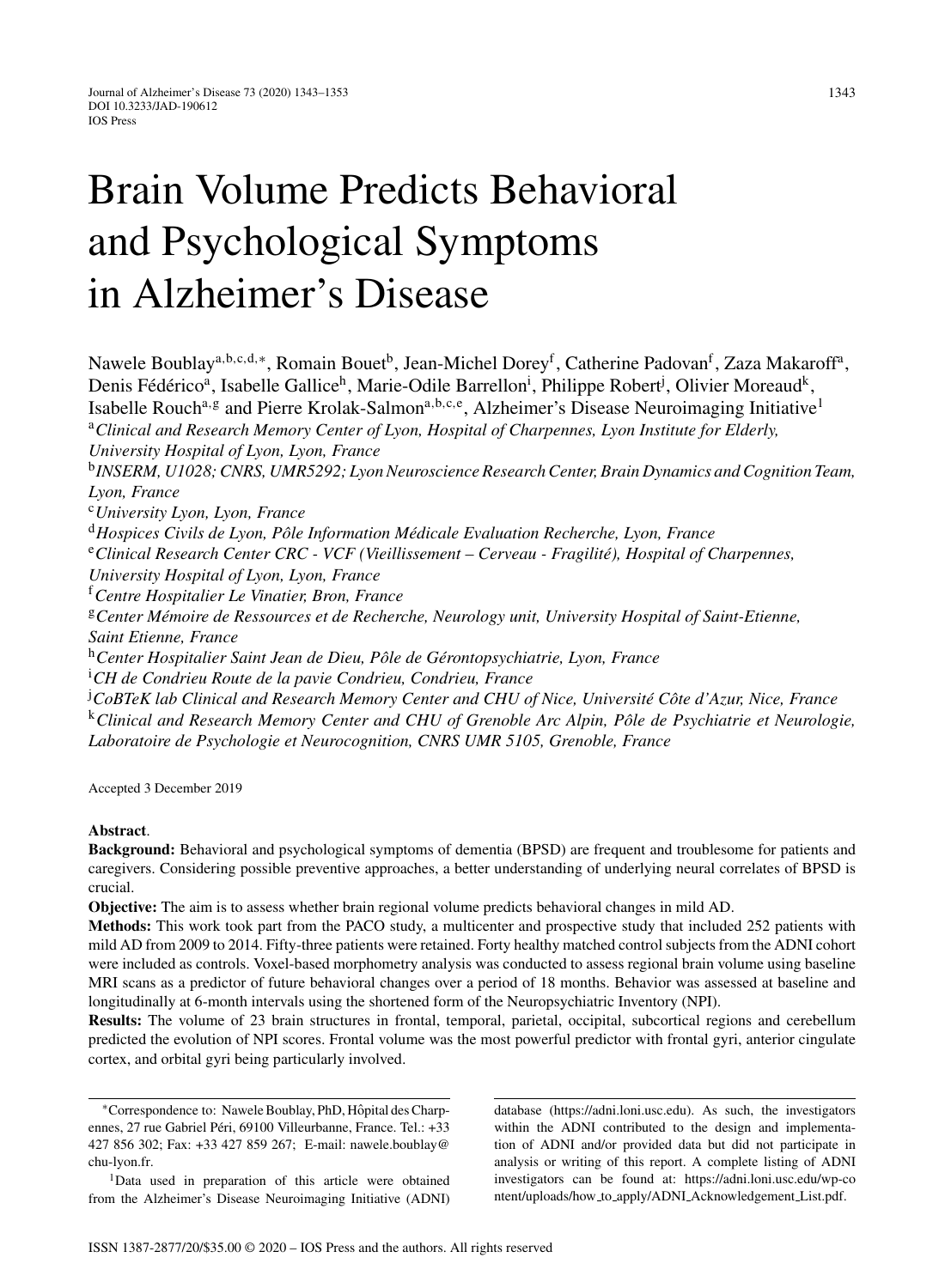# Brain Volume Predicts Behavioral and Psychological Symptoms in Alzheimer's Disease

Nawele Boublay[a,b,c,d,*], Romain Bouet[b], Jean-Michel Dorey[f], Catherine Padovan[f], Zaza Makaroff[a], Denis Fédérico[a], Isabelle Gallice[h], Marie-Odile Barrellon[i], Philippe Robert[j], Olivier Moreaud[k], Isabelle Rouch[a,g] and Pierre Krolak-Salmon[a,b,c,e], Alzheimer's Disease Neuroimaging Initiative[1]

[a]*Clinical and Research Memory Center of Lyon, Hospital of Charpennes, Lyon Institute for Elderly, University Hospital of Lyon, Lyon, France*

[b]*INSERM, U1028; CNRS, UMR5292; Lyon Neuroscience Research Center, Brain Dynamics and Cognition Team, Lyon, France*

[c]*University Lyon, Lyon, France*

[d]*Hospices Civils de Lyon, Pôle Information Médicale Evaluation Recherche, Lyon, France*

[e]*Clinical Research Center CRC - VCF (Vieillissement – Cerveau - Fragilité), Hospital of Charpennes, University Hospital of Lyon, Lyon, France*

[f]*Centre Hospitalier Le Vinatier, Bron, France*

[g]*Center Mémoire de Ressources et de Recherche, Neurology unit, University Hospital of Saint-Etienne, Saint Etienne, France*

[h]*Center Hospitalier Saint Jean de Dieu, Pôle de Gérontopsychiatrie, Lyon, France*

[i]*CH de Condrieu Route de la pavie Condrieu, Condrieu, France*

[j]*CoBTeK lab Clinical and Research Memory Center and CHU of Nice, Université Côte d'Azur, Nice, France*

[k]*Clinical and Research Memory Center and CHU of Grenoble Arc Alpin, Pôle de Psychiatrie et Neurologie, Laboratoire de Psychologie et Neurocognition, CNRS UMR 5105, Grenoble, France*

Accepted 3 December 2019

**Abstract**.

**Background:** Behavioral and psychological symptoms of dementia (BPSD) are frequent and troublesome for patients and caregivers. Considering possible preventive approaches, a better understanding of underlying neural correlates of BPSD is crucial.

**Objective:** The aim is to assess whether brain regional volume predicts behavioral changes in mild AD.

**Methods:** This work took part from the PACO study, a multicenter and prospective study that included 252 patients with mild AD from 2009 to 2014. Fifty-three patients were retained. Forty healthy matched control subjects from the ADNI cohort were included as controls. Voxel-based morphometry analysis was conducted to assess regional brain volume using baseline MRI scans as a predictor of future behavioral changes over a period of 18 months. Behavior was assessed at baseline and longitudinally at 6-month intervals using the shortened form of the Neuropsychiatric Inventory (NPI).

**Results:** The volume of 23 brain structures in frontal, temporal, parietal, occipital, subcortical regions and cerebellum predicted the evolution of NPI scores. Frontal volume was the most powerful predictor with frontal gyri, anterior cingulate cortex, and orbital gyri being particularly involved.

*Correspondence to: Nawele Boublay, PhD, Hôpital des Charpennes, 27 rue Gabriel Péri, 69100 Villeurbanne, France. Tel.: +33 427 856 302; Fax: +33 427 859 267; E-mail: nawele.boublay@chu-lyon.fr.

[1]Data used in preparation of this article were obtained from the Alzheimer's Disease Neuroimaging Initiative (ADNI) database (https://adni.loni.usc.edu). As such, the investigators within the ADNI contributed to the design and implementation of ADNI and/or provided data but did not participate in analysis or writing of this report. A complete listing of ADNI investigators can be found at: https://adni.loni.usc.edu/wp-content/uploads/how_to_apply/ADNI_Acknowledgement_List.pdf.

ISSN 1387-2877/20/$35.00 © 2020 – IOS Press and the authors. All rights reserved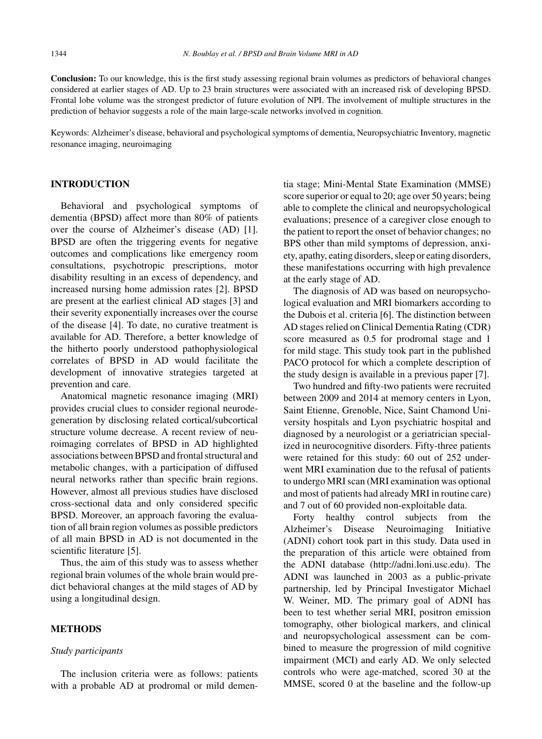**Conclusion:** To our knowledge, this is the first study assessing regional brain volumes as predictors of behavioral changes considered at earlier stages of AD. Up to 23 brain structures were associated with an increased risk of developing BPSD. Frontal lobe volume was the strongest predictor of future evolution of NPI. The involvement of multiple structures in the prediction of behavior suggests a role of the main large-scale networks involved in cognition.

Keywords: Alzheimer's disease, behavioral and psychological symptoms of dementia, Neuropsychiatric Inventory, magnetic resonance imaging, neuroimaging

## INTRODUCTION

Behavioral and psychological symptoms of dementia (BPSD) affect more than 80% of patients over the course of Alzheimer's disease (AD) [1]. BPSD are often the triggering events for negative outcomes and complications like emergency room consultations, psychotropic prescriptions, motor disability resulting in an excess of dependency, and increased nursing home admission rates [2]. BPSD are present at the earliest clinical AD stages [3] and their severity exponentially increases over the course of the disease [4]. To date, no curative treatment is available for AD. Therefore, a better knowledge of the hitherto poorly understood pathophysiological correlates of BPSD in AD would facilitate the development of innovative strategies targeted at prevention and care.

Anatomical magnetic resonance imaging (MRI) provides crucial clues to consider regional neurodegeneration by disclosing related cortical/subcortical structure volume decrease. A recent review of neuroimaging correlates of BPSD in AD highlighted associations between BPSD and frontal structural and metabolic changes, with a participation of diffused neural networks rather than specific brain regions. However, almost all previous studies have disclosed cross-sectional data and only considered specific BPSD. Moreover, an approach favoring the evaluation of all brain region volumes as possible predictors of all main BPSD in AD is not documented in the scientific literature [5].

Thus, the aim of this study was to assess whether regional brain volumes of the whole brain would predict behavioral changes at the mild stages of AD by using a longitudinal design.

## METHODS

### *Study participants*

The inclusion criteria were as follows: patients with a probable AD at prodromal or mild dementia stage; Mini-Mental State Examination (MMSE) score superior or equal to 20; age over 50 years; being able to complete the clinical and neuropsychological evaluations; presence of a caregiver close enough to the patient to report the onset of behavior changes; no BPS other than mild symptoms of depression, anxiety, apathy, eating disorders, sleep or eating disorders, these manifestations occurring with high prevalence at the early stage of AD.

The diagnosis of AD was based on neuropsychological evaluation and MRI biomarkers according to the Dubois et al. criteria [6]. The distinction between AD stages relied on Clinical Dementia Rating (CDR) score measured as 0.5 for prodromal stage and 1 for mild stage. This study took part in the published PACO protocol for which a complete description of the study design is available in a previous paper [7].

Two hundred and fifty-two patients were recruited between 2009 and 2014 at memory centers in Lyon, Saint Etienne, Grenoble, Nice, Saint Chamond University hospitals and Lyon psychiatric hospital and diagnosed by a neurologist or a geriatrician specialized in neurocognitive disorders. Fifty-three patients were retained for this study: 60 out of 252 underwent MRI examination due to the refusal of patients to undergo MRI scan (MRI examination was optional and most of patients had already MRI in routine care) and 7 out of 60 provided non-exploitable data.

Forty healthy control subjects from the Alzheimer's Disease Neuroimaging Initiative (ADNI) cohort took part in this study. Data used in the preparation of this article were obtained from the ADNI database (http://adni.loni.usc.edu). The ADNI was launched in 2003 as a public-private partnership, led by Principal Investigator Michael W. Weiner, MD. The primary goal of ADNI has been to test whether serial MRI, positron emission tomography, other biological markers, and clinical and neuropsychological assessment can be combined to measure the progression of mild cognitive impairment (MCI) and early AD. We only selected controls who were age-matched, scored 30 at the MMSE, scored 0 at the baseline and the follow-up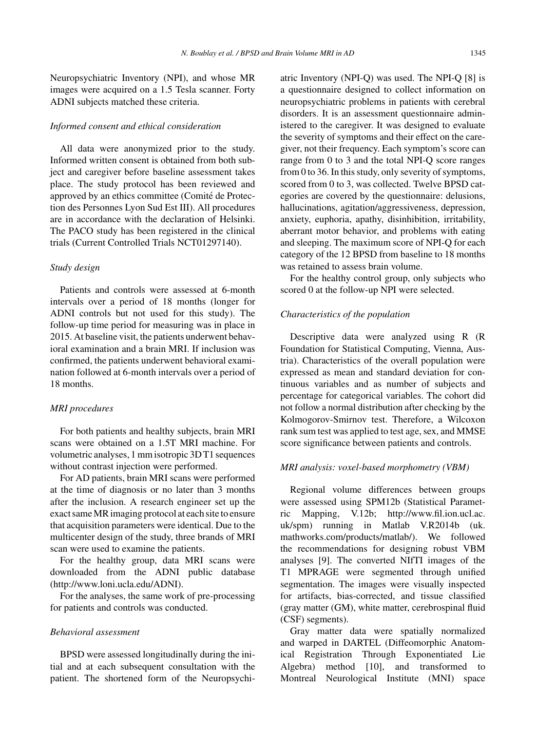Neuropsychiatric Inventory (NPI), and whose MR images were acquired on a 1.5 Tesla scanner. Forty ADNI subjects matched these criteria.

### *Informed consent and ethical consideration*

All data were anonymized prior to the study. Informed written consent is obtained from both subject and caregiver before baseline assessment takes place. The study protocol has been reviewed and approved by an ethics committee (Comité de Protection des Personnes Lyon Sud Est III). All procedures are in accordance with the declaration of Helsinki. The PACO study has been registered in the clinical trials (Current Controlled Trials NCT01297140).

### *Study design*

Patients and controls were assessed at 6-month intervals over a period of 18 months (longer for ADNI controls but not used for this study). The follow-up time period for measuring was in place in 2015. At baseline visit, the patients underwent behavioral examination and a brain MRI. If inclusion was confirmed, the patients underwent behavioral examination followed at 6-month intervals over a period of 18 months.

### *MRI procedures*

For both patients and healthy subjects, brain MRI scans were obtained on a 1.5T MRI machine. For volumetric analyses, 1 mm isotropic 3D T1 sequences without contrast injection were performed.

For AD patients, brain MRI scans were performed at the time of diagnosis or no later than 3 months after the inclusion. A research engineer set up the exact same MR imaging protocol at each site to ensure that acquisition parameters were identical. Due to the multicenter design of the study, three brands of MRI scan were used to examine the patients.

For the healthy group, data MRI scans were downloaded from the ADNI public database (http://www.loni.ucla.edu/ADNI).

For the analyses, the same work of pre-processing for patients and controls was conducted.

### *Behavioral assessment*

BPSD were assessed longitudinally during the initial and at each subsequent consultation with the patient. The shortened form of the Neuropsychiatric Inventory (NPI-Q) was used. The NPI-Q [8] is a questionnaire designed to collect information on neuropsychiatric problems in patients with cerebral disorders. It is an assessment questionnaire administered to the caregiver. It was designed to evaluate the severity of symptoms and their effect on the caregiver, not their frequency. Each symptom's score can range from 0 to 3 and the total NPI-Q score ranges from 0 to 36. In this study, only severity of symptoms, scored from 0 to 3, was collected. Twelve BPSD categories are covered by the questionnaire: delusions, hallucinations, agitation/aggressiveness, depression, anxiety, euphoria, apathy, disinhibition, irritability, aberrant motor behavior, and problems with eating and sleeping. The maximum score of NPI-Q for each category of the 12 BPSD from baseline to 18 months was retained to assess brain volume.

For the healthy control group, only subjects who scored 0 at the follow-up NPI were selected.

### *Characteristics of the population*

Descriptive data were analyzed using R (R Foundation for Statistical Computing, Vienna, Austria). Characteristics of the overall population were expressed as mean and standard deviation for continuous variables and as number of subjects and percentage for categorical variables. The cohort did not follow a normal distribution after checking by the Kolmogorov-Smirnov test. Therefore, a Wilcoxon rank sum test was applied to test age, sex, and MMSE score significance between patients and controls.

### *MRI analysis: voxel-based morphometry (VBM)*

Regional volume differences between groups were assessed using SPM12b (Statistical Parametric Mapping, V.12b; http://www.fil.ion.ucl.ac.uk/spm) running in Matlab V.R2014b (uk.mathworks.com/products/matlab/). We followed the recommendations for designing robust VBM analyses [9]. The converted NIfTI images of the T1 MPRAGE were segmented through unified segmentation. The images were visually inspected for artifacts, bias-corrected, and tissue classified (gray matter (GM), white matter, cerebrospinal fluid (CSF) segments).

Gray matter data were spatially normalized and warped in DARTEL (Diffeomorphic Anatomical Registration Through Exponentiated Lie Algebra) method [10], and transformed to Montreal Neurological Institute (MNI) space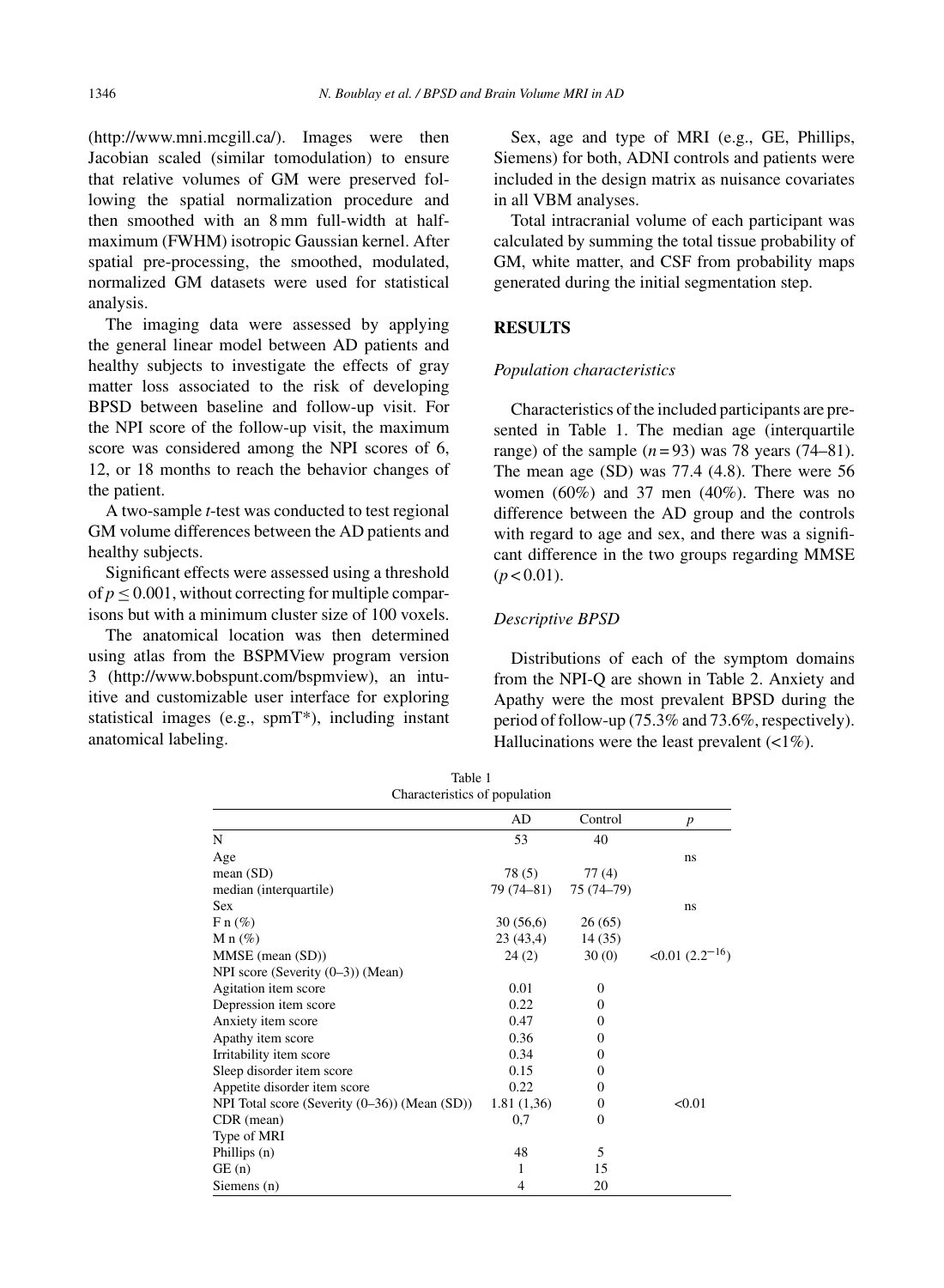(http://www.mni.mcgill.ca/). Images were then Jacobian scaled (similar tomodulation) to ensure that relative volumes of GM were preserved following the spatial normalization procedure and then smoothed with an 8 mm full-width at half-maximum (FWHM) isotropic Gaussian kernel. After spatial pre-processing, the smoothed, modulated, normalized GM datasets were used for statistical analysis.

The imaging data were assessed by applying the general linear model between AD patients and healthy subjects to investigate the effects of gray matter loss associated to the risk of developing BPSD between baseline and follow-up visit. For the NPI score of the follow-up visit, the maximum score was considered among the NPI scores of 6, 12, or 18 months to reach the behavior changes of the patient.

A two-sample *t*-test was conducted to test regional GM volume differences between the AD patients and healthy subjects.

Significant effects were assessed using a threshold of $p \leq 0.001$, without correcting for multiple comparisons but with a minimum cluster size of 100 voxels.

The anatomical location was then determined using atlas from the BSPMView program version 3 (http://www.bobspunt.com/bspmview), an intuitive and customizable user interface for exploring statistical images (e.g., spmT*), including instant anatomical labeling.

Sex, age and type of MRI (e.g., GE, Phillips, Siemens) for both, ADNI controls and patients were included in the design matrix as nuisance covariates in all VBM analyses.

Total intracranial volume of each participant was calculated by summing the total tissue probability of GM, white matter, and CSF from probability maps generated during the initial segmentation step.

## RESULTS

### *Population characteristics*

Characteristics of the included participants are presented in Table 1. The median age (interquartile range) of the sample ($n = 93$) was 78 years (74–81). The mean age (SD) was 77.4 (4.8). There were 56 women (60%) and 37 men (40%). There was no difference between the AD group and the controls with regard to age and sex, and there was a significant difference in the two groups regarding MMSE ($p < 0.01$).

### *Descriptive BPSD*

Distributions of each of the symptom domains from the NPI-Q are shown in Table 2. Anxiety and Apathy were the most prevalent BPSD during the period of follow-up (75.3% and 73.6%, respectively). Hallucinations were the least prevalent (<1%).

Table 1
Characteristics of population

| | AD | Control | *p* |
|---|---|---|---|
| N | 53 | 40 | |
| Age | | | ns |
| mean (SD) | 78 (5) | 77 (4) | |
| median (interquartile) | 79 (74–81) | 75 (74–79) | |
| Sex | | | ns |
| F n (%) | 30 (56,6) | 26 (65) | |
| M n (%) | 23 (43,4) | 14 (35) | |
| MMSE (mean (SD)) | 24 (2) | 30 (0) | <0.01 ($2.2^{-16}$) |
| NPI score (Severity (0–3)) (Mean) | | | |
| Agitation item score | 0.01 | 0 | |
| Depression item score | 0.22 | 0 | |
| Anxiety item score | 0.47 | 0 | |
| Apathy item score | 0.36 | 0 | |
| Irritability item score | 0.34 | 0 | |
| Sleep disorder item score | 0.15 | 0 | |
| Appetite disorder item score | 0.22 | 0 | |
| NPI Total score (Severity (0–36)) (Mean (SD)) | 1.81 (1,36) | 0 | <0.01 |
| CDR (mean) | 0,7 | 0 | |
| Type of MRI | | | |
| Phillips (n) | 48 | 5 | |
| GE (n) | 1 | 15 | |
| Siemens (n) | 4 | 20 | |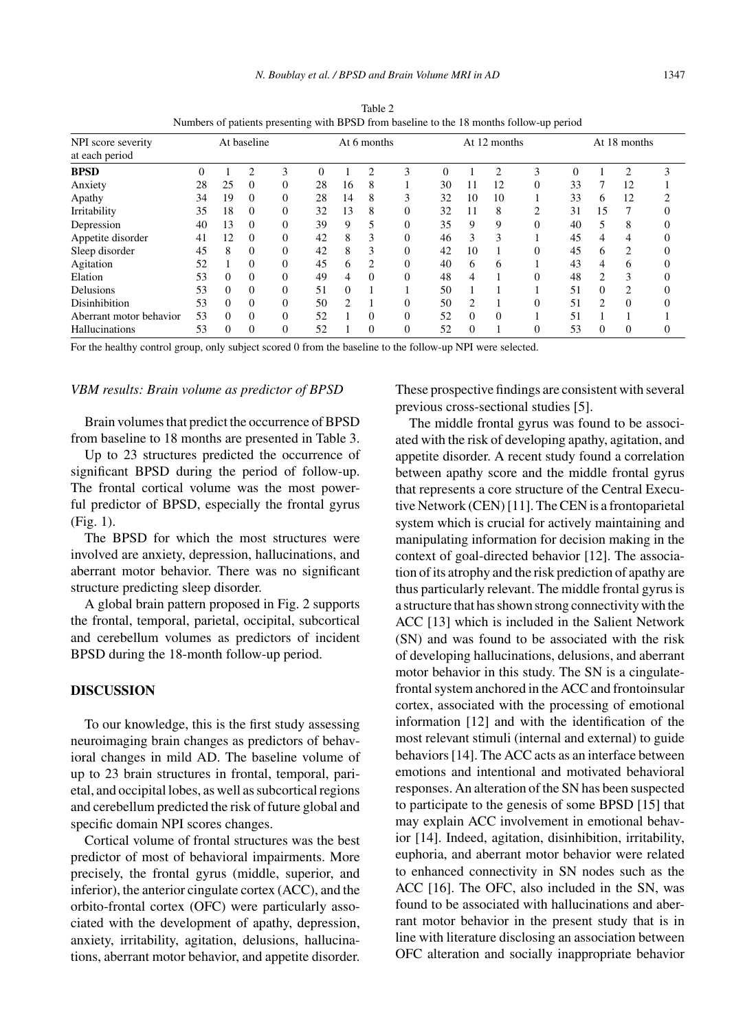Table 2
Numbers of patients presenting with BPSD from baseline to the 18 months follow-up period

| NPI score severity at each period | At baseline | | | | At 6 months | | | | At 12 months | | | | At 18 months | | | |
|---|---|---|---|---|---|---|---|---|---|---|---|---|---|---|---|---|
| **BPSD** | 0 | 1 | 2 | 3 | 0 | 1 | 2 | 3 | 0 | 1 | 2 | 3 | 0 | 1 | 2 | 3 |
| Anxiety | 28 | 25 | 0 | 0 | 28 | 16 | 8 | 1 | 30 | 11 | 12 | 0 | 33 | 7 | 12 | 1 |
| Apathy | 34 | 19 | 0 | 0 | 28 | 14 | 8 | 3 | 32 | 10 | 10 | 1 | 33 | 6 | 12 | 2 |
| Irritability | 35 | 18 | 0 | 0 | 32 | 13 | 8 | 0 | 32 | 11 | 8 | 2 | 31 | 15 | 7 | 0 |
| Depression | 40 | 13 | 0 | 0 | 39 | 9 | 5 | 0 | 35 | 9 | 9 | 0 | 40 | 5 | 8 | 0 |
| Appetite disorder | 41 | 12 | 0 | 0 | 42 | 8 | 3 | 0 | 46 | 3 | 3 | 1 | 45 | 4 | 4 | 0 |
| Sleep disorder | 45 | 8 | 0 | 0 | 42 | 8 | 3 | 0 | 42 | 10 | 1 | 0 | 45 | 6 | 2 | 0 |
| Agitation | 52 | 1 | 0 | 0 | 45 | 6 | 2 | 0 | 40 | 6 | 6 | 1 | 43 | 4 | 6 | 0 |
| Elation | 53 | 0 | 0 | 0 | 49 | 4 | 0 | 0 | 48 | 4 | 1 | 0 | 48 | 2 | 3 | 0 |
| Delusions | 53 | 0 | 0 | 0 | 51 | 0 | 1 | 1 | 50 | 1 | 1 | 1 | 51 | 0 | 2 | 0 |
| Disinhibition | 53 | 0 | 0 | 0 | 50 | 2 | 1 | 0 | 50 | 2 | 1 | 0 | 51 | 2 | 0 | 0 |
| Aberrant motor behavior | 53 | 0 | 0 | 0 | 52 | 1 | 0 | 0 | 52 | 0 | 0 | 1 | 51 | 1 | 1 | 1 |
| Hallucinations | 53 | 0 | 0 | 0 | 52 | 1 | 0 | 0 | 52 | 0 | 1 | 0 | 53 | 0 | 0 | 0 |

For the healthy control group, only subject scored 0 from the baseline to the follow-up NPI were selected.

### *VBM results: Brain volume as predictor of BPSD*

Brain volumes that predict the occurrence of BPSD from baseline to 18 months are presented in Table 3.

Up to 23 structures predicted the occurrence of significant BPSD during the period of follow-up. The frontal cortical volume was the most powerful predictor of BPSD, especially the frontal gyrus (Fig. 1).

The BPSD for which the most structures were involved are anxiety, depression, hallucinations, and aberrant motor behavior. There was no significant structure predicting sleep disorder.

A global brain pattern proposed in Fig. 2 supports the frontal, temporal, parietal, occipital, subcortical and cerebellum volumes as predictors of incident BPSD during the 18-month follow-up period.

## DISCUSSION

To our knowledge, this is the first study assessing neuroimaging brain changes as predictors of behavioral changes in mild AD. The baseline volume of up to 23 brain structures in frontal, temporal, parietal, and occipital lobes, as well as subcortical regions and cerebellum predicted the risk of future global and specific domain NPI scores changes.

Cortical volume of frontal structures was the best predictor of most of behavioral impairments. More precisely, the frontal gyrus (middle, superior, and inferior), the anterior cingulate cortex (ACC), and the orbito-frontal cortex (OFC) were particularly associated with the development of apathy, depression, anxiety, irritability, agitation, delusions, hallucinations, aberrant motor behavior, and appetite disorder. These prospective findings are consistent with several previous cross-sectional studies [5].

The middle frontal gyrus was found to be associated with the risk of developing apathy, agitation, and appetite disorder. A recent study found a correlation between apathy score and the middle frontal gyrus that represents a core structure of the Central Executive Network (CEN) [11]. The CEN is a frontoparietal system which is crucial for actively maintaining and manipulating information for decision making in the context of goal-directed behavior [12]. The association of its atrophy and the risk prediction of apathy are thus particularly relevant. The middle frontal gyrus is a structure that has shown strong connectivity with the ACC [13] which is included in the Salient Network (SN) and was found to be associated with the risk of developing hallucinations, delusions, and aberrant motor behavior in this study. The SN is a cingulate-frontal system anchored in the ACC and frontoinsular cortex, associated with the processing of emotional information [12] and with the identification of the most relevant stimuli (internal and external) to guide behaviors [14]. The ACC acts as an interface between emotions and intentional and motivated behavioral responses. An alteration of the SN has been suspected to participate to the genesis of some BPSD [15] that may explain ACC involvement in emotional behavior [14]. Indeed, agitation, disinhibition, irritability, euphoria, and aberrant motor behavior were related to enhanced connectivity in SN nodes such as the ACC [16]. The OFC, also included in the SN, was found to be associated with hallucinations and aberrant motor behavior in the present study that is in line with literature disclosing an association between OFC alteration and socially inappropriate behavior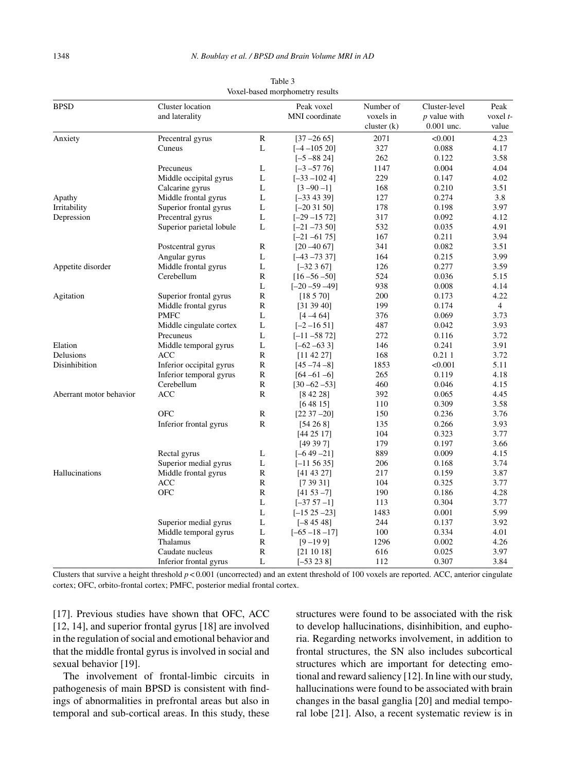Table 3
Voxel-based morphometry results

| BPSD | Cluster location and laterality | | Peak voxel MNI coordinate | Number of voxels in cluster (k) | Cluster-level $p$ value with 0.001 unc. | Peak voxel $t$-value |
|---|---|---|---|---|---|---|
| Anxiety | Precentral gyrus | R | [37 –26 65] | 2071 | <0.001 | 4.23 |
| | Cuneus | L | [–4 –105 20] | 327 | 0.088 | 4.17 |
| | | | [–5 –88 24] | 262 | 0.122 | 3.58 |
| | Precuneus | L | [–3 –57 76] | 1147 | 0.004 | 4.04 |
| | Middle occipital gyrus | L | [–33 –102 4] | 229 | 0.147 | 4.02 |
| | Calcarine gyrus | L | [3 –90 –1] | 168 | 0.210 | 3.51 |
| Apathy | Middle frontal gyrus | L | [–33 43 39] | 127 | 0.274 | 3.8 |
| Irritability | Superior frontal gyrus | L | [–20 31 50] | 178 | 0.198 | 3.97 |
| Depression | Precentral gyrus | L | [–29 –15 72] | 317 | 0.092 | 4.12 |
| | Superior parietal lobule | L | [–21 –73 50] | 532 | 0.035 | 4.91 |
| | | | [–21 –61 75] | 167 | 0.211 | 3.94 |
| | Postcentral gyrus | R | [20 –40 67] | 341 | 0.082 | 3.51 |
| | Angular gyrus | L | [–43 –73 37] | 164 | 0.215 | 3.99 |
| Appetite disorder | Middle frontal gyrus | L | [–32 3 67] | 126 | 0.277 | 3.59 |
| | Cerebellum | R | [16 –56 –50] | 524 | 0.036 | 5.15 |
| | | L | [–20 –59 –49] | 938 | 0.008 | 4.14 |
| Agitation | Superior frontal gyrus | R | [18 5 70] | 200 | 0.173 | 4.22 |
| | Middle frontal gyrus | R | [31 39 40] | 199 | 0.174 | 4 |
| | PMFC | L | [4 –4 64] | 376 | 0.069 | 3.73 |
| | Middle cingulate cortex | L | [–2 –16 51] | 487 | 0.042 | 3.93 |
| | Precuneus | L | [–11 –58 72] | 272 | 0.116 | 3.72 |
| Elation | Middle temporal gyrus | L | [–62 –63 3] | 146 | 0.241 | 3.91 |
| Delusions | ACC | R | [11 42 27] | 168 | 0.21 1 | 3.72 |
| Disinhibition | Inferior occipital gyrus | R | [45 –74 –8] | 1853 | <0.001 | 5.11 |
| | Inferior temporal gyrus | R | [64 –61 –6] | 265 | 0.119 | 4.18 |
| | Cerebellum | R | [30 –62 –53] | 460 | 0.046 | 4.15 |
| Aberrant motor behavior | ACC | R | [8 42 28] | 392 | 0.065 | 4.45 |
| | | | [6 48 15] | 110 | 0.309 | 3.58 |
| | OFC | R | [22 37 –20] | 150 | 0.236 | 3.76 |
| | Inferior frontal gyrus | R | [54 26 8] | 135 | 0.266 | 3.93 |
| | | | [44 25 17] | 104 | 0.323 | 3.77 |
| | | | [49 39 7] | 179 | 0.197 | 3.66 |
| | Rectal gyrus | L | [–6 49 –21] | 889 | 0.009 | 4.15 |
| | Superior medial gyrus | L | [–11 56 35] | 206 | 0.168 | 3.74 |
| Hallucinations | Middle frontal gyrus | R | [41 43 27] | 217 | 0.159 | 3.87 |
| | ACC | R | [7 39 31] | 104 | 0.325 | 3.77 |
| | OFC | R | [41 53 –7] | 190 | 0.186 | 4.28 |
| | | L | [–37 57 –1] | 113 | 0.304 | 3.77 |
| | | L | [–15 25 –23] | 1483 | 0.001 | 5.99 |
| | Superior medial gyrus | L | [–8 45 48] | 244 | 0.137 | 3.92 |
| | Middle temporal gyrus | L | [–65 –18 –17] | 100 | 0.334 | 4.01 |
| | Thalamus | R | [9 –19 9] | 1296 | 0.002 | 4.26 |
| | Caudate nucleus | R | [21 10 18] | 616 | 0.025 | 3.97 |
| | Inferior frontal gyrus | L | [–53 23 8] | 112 | 0.307 | 3.84 |

Clusters that survive a height threshold $p < 0.001$ (uncorrected) and an extent threshold of 100 voxels are reported. ACC, anterior cingulate cortex; OFC, orbito-frontal cortex; PMFC, posterior medial frontal cortex.

[17]. Previous studies have shown that OFC, ACC [12, 14], and superior frontal gyrus [18] are involved in the regulation of social and emotional behavior and that the middle frontal gyrus is involved in social and sexual behavior [19].

The involvement of frontal-limbic circuits in pathogenesis of main BPSD is consistent with findings of abnormalities in prefrontal areas but also in temporal and sub-cortical areas. In this study, these structures were found to be associated with the risk to develop hallucinations, disinhibition, and euphoria. Regarding networks involvement, in addition to frontal structures, the SN also includes subcortical structures which are important for detecting emotional and reward saliency [12]. In line with our study, hallucinations were found to be associated with brain changes in the basal ganglia [20] and medial temporal lobe [21]. Also, a recent systematic review is in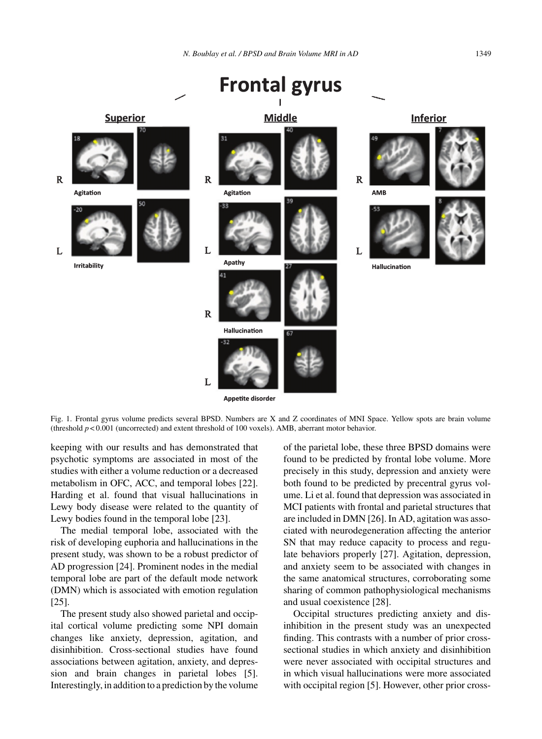Fig. 1. Frontal gyrus volume predicts several BPSD. Numbers are X and Z coordinates of MNI Space. Yellow spots are brain volume (threshold $p < 0.001$ (uncorrected) and extent threshold of 100 voxels). AMB, aberrant motor behavior.

keeping with our results and has demonstrated that psychotic symptoms are associated in most of the studies with either a volume reduction or a decreased metabolism in OFC, ACC, and temporal lobes [22]. Harding et al. found that visual hallucinations in Lewy body disease were related to the quantity of Lewy bodies found in the temporal lobe [23].

The medial temporal lobe, associated with the risk of developing euphoria and hallucinations in the present study, was shown to be a robust predictor of AD progression [24]. Prominent nodes in the medial temporal lobe are part of the default mode network (DMN) which is associated with emotion regulation [25].

The present study also showed parietal and occipital cortical volume predicting some NPI domain changes like anxiety, depression, agitation, and disinhibition. Cross-sectional studies have found associations between agitation, anxiety, and depression and brain changes in parietal lobes [5]. Interestingly, in addition to a prediction by the volume of the parietal lobe, these three BPSD domains were found to be predicted by frontal lobe volume. More precisely in this study, depression and anxiety were both found to be predicted by precentral gyrus volume. Li et al. found that depression was associated in MCI patients with frontal and parietal structures that are included in DMN [26]. In AD, agitation was associated with neurodegeneration affecting the anterior SN that may reduce capacity to process and regulate behaviors properly [27]. Agitation, depression, and anxiety seem to be associated with changes in the same anatomical structures, corroborating some sharing of common pathophysiological mechanisms and usual coexistence [28].

Occipital structures predicting anxiety and disinhibition in the present study was an unexpected finding. This contrasts with a number of prior cross-sectional studies in which anxiety and disinhibition were never associated with occipital structures and in which visual hallucinations were more associated with occipital region [5]. However, other prior cross-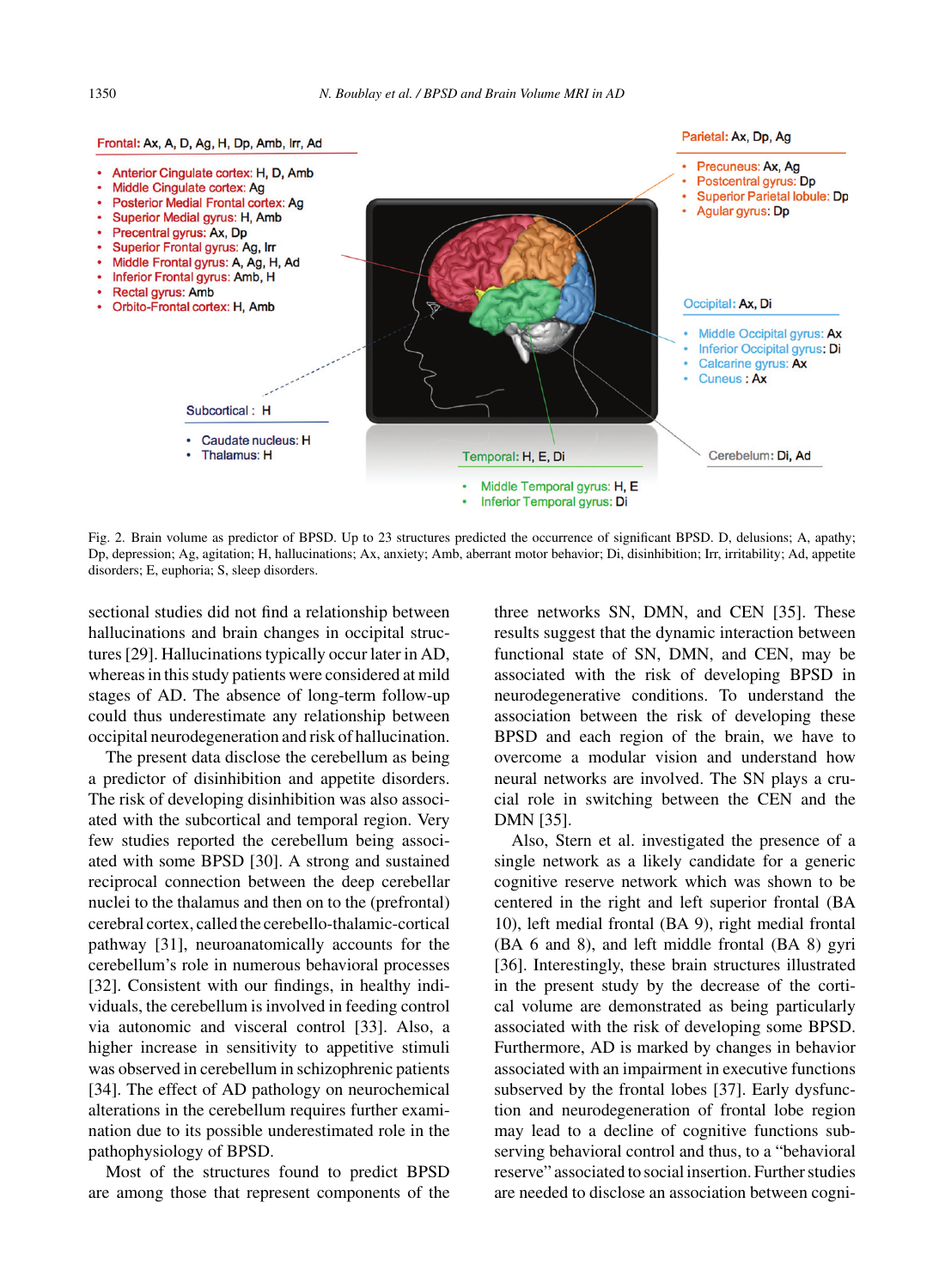Frontal: Ax, A, D, Ag, H, Dp, Amb, Irr, Ad

- Anterior Cingulate cortex: H, D, Amb
- Middle Cingulate cortex: Ag
- Posterior Medial Frontal cortex: Ag
- Superior Medial gyrus: H, Amb
- Precentral gyrus: Ax, Dp
- Superior Frontal gyrus: Ag, Irr
- Middle Frontal gyrus: A, Ag, H, Ad
- Inferior Frontal gyrus: Amb, H
- Rectal gyrus: Amb
- Orbito-Frontal cortex: H, Amb

Parietal: Ax, Dp, Ag

- Precuneus: Ax, Ag
- Postcentral gyrus: Dp
- Superior Parietal lobule: Dp
- Agular gyrus: Dp

Occipital: Ax, Di

- Middle Occipital gyrus: Ax
- Inferior Occipital gyrus: Di
- Calcarine gyrus: Ax
- Cuneus : Ax

Subcortical : H

- Caudate nucleus: H
- Thalamus: H

Temporal: H, E, Di

- Middle Temporal gyrus: H, E
- Inferior Temporal gyrus: Di

Cerebelum: Di, Ad

Fig. 2. Brain volume as predictor of BPSD. Up to 23 structures predicted the occurrence of significant BPSD. D, delusions; A, apathy; Dp, depression; Ag, agitation; H, hallucinations; Ax, anxiety; Amb, aberrant motor behavior; Di, disinhibition; Irr, irritability; Ad, appetite disorders; E, euphoria; S, sleep disorders.

sectional studies did not find a relationship between hallucinations and brain changes in occipital structures [29]. Hallucinations typically occur later in AD, whereas in this study patients were considered at mild stages of AD. The absence of long-term follow-up could thus underestimate any relationship between occipital neurodegeneration and risk of hallucination.

The present data disclose the cerebellum as being a predictor of disinhibition and appetite disorders. The risk of developing disinhibition was also associated with the subcortical and temporal region. Very few studies reported the cerebellum being associated with some BPSD [30]. A strong and sustained reciprocal connection between the deep cerebellar nuclei to the thalamus and then on to the (prefrontal) cerebral cortex, called the cerebello-thalamic-cortical pathway [31], neuroanatomically accounts for the cerebellum's role in numerous behavioral processes [32]. Consistent with our findings, in healthy individuals, the cerebellum is involved in feeding control via autonomic and visceral control [33]. Also, a higher increase in sensitivity to appetitive stimuli was observed in cerebellum in schizophrenic patients [34]. The effect of AD pathology on neurochemical alterations in the cerebellum requires further examination due to its possible underestimated role in the pathophysiology of BPSD.

Most of the structures found to predict BPSD are among those that represent components of the three networks SN, DMN, and CEN [35]. These results suggest that the dynamic interaction between functional state of SN, DMN, and CEN, may be associated with the risk of developing BPSD in neurodegenerative conditions. To understand the association between the risk of developing these BPSD and each region of the brain, we have to overcome a modular vision and understand how neural networks are involved. The SN plays a crucial role in switching between the CEN and the DMN [35].

Also, Stern et al. investigated the presence of a single network as a likely candidate for a generic cognitive reserve network which was shown to be centered in the right and left superior frontal (BA 10), left medial frontal (BA 9), right medial frontal (BA 6 and 8), and left middle frontal (BA 8) gyri [36]. Interestingly, these brain structures illustrated in the present study by the decrease of the cortical volume are demonstrated as being particularly associated with the risk of developing some BPSD. Furthermore, AD is marked by changes in behavior associated with an impairment in executive functions subserved by the frontal lobes [37]. Early dysfunction and neurodegeneration of frontal lobe region may lead to a decline of cognitive functions subserving behavioral control and thus, to a "behavioral reserve" associated to social insertion. Further studies are needed to disclose an association between cogni-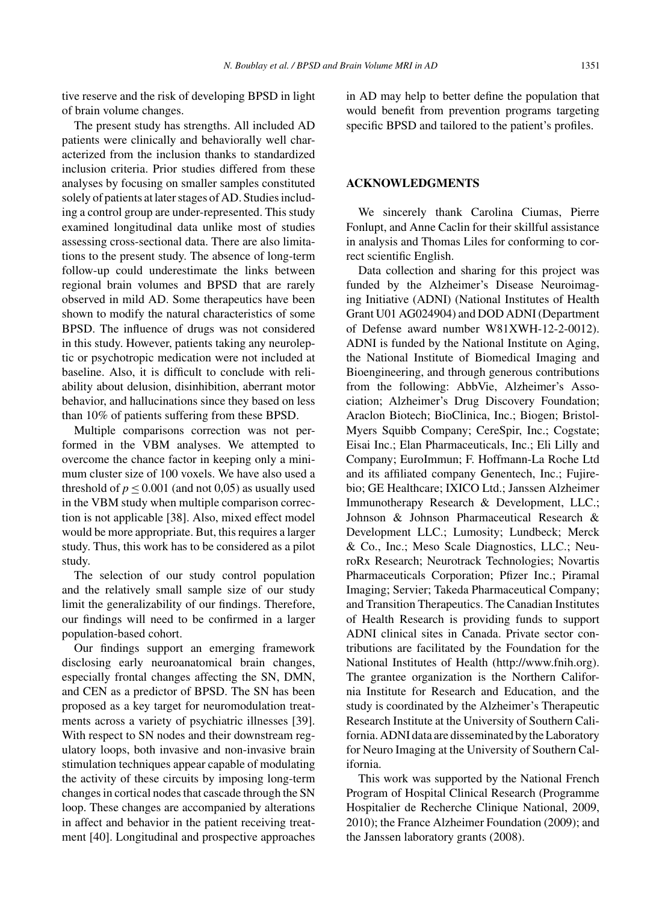tive reserve and the risk of developing BPSD in light of brain volume changes.

The present study has strengths. All included AD patients were clinically and behaviorally well characterized from the inclusion thanks to standardized inclusion criteria. Prior studies differed from these analyses by focusing on smaller samples constituted solely of patients at later stages of AD. Studies including a control group are under-represented. This study examined longitudinal data unlike most of studies assessing cross-sectional data. There are also limitations to the present study. The absence of long-term follow-up could underestimate the links between regional brain volumes and BPSD that are rarely observed in mild AD. Some therapeutics have been shown to modify the natural characteristics of some BPSD. The influence of drugs was not considered in this study. However, patients taking any neuroleptic or psychotropic medication were not included at baseline. Also, it is difficult to conclude with reliability about delusion, disinhibition, aberrant motor behavior, and hallucinations since they based on less than 10% of patients suffering from these BPSD.

Multiple comparisons correction was not performed in the VBM analyses. We attempted to overcome the chance factor in keeping only a minimum cluster size of 100 voxels. We have also used a threshold of $p \leq 0.001$ (and not 0,05) as usually used in the VBM study when multiple comparison correction is not applicable [38]. Also, mixed effect model would be more appropriate. But, this requires a larger study. Thus, this work has to be considered as a pilot study.

The selection of our study control population and the relatively small sample size of our study limit the generalizability of our findings. Therefore, our findings will need to be confirmed in a larger population-based cohort.

Our findings support an emerging framework disclosing early neuroanatomical brain changes, especially frontal changes affecting the SN, DMN, and CEN as a predictor of BPSD. The SN has been proposed as a key target for neuromodulation treatments across a variety of psychiatric illnesses [39]. With respect to SN nodes and their downstream regulatory loops, both invasive and non-invasive brain stimulation techniques appear capable of modulating the activity of these circuits by imposing long-term changes in cortical nodes that cascade through the SN loop. These changes are accompanied by alterations in affect and behavior in the patient receiving treatment [40]. Longitudinal and prospective approaches in AD may help to better define the population that would benefit from prevention programs targeting specific BPSD and tailored to the patient's profiles.

## ACKNOWLEDGMENTS

We sincerely thank Carolina Ciumas, Pierre Fonlupt, and Anne Caclin for their skillful assistance in analysis and Thomas Liles for conforming to correct scientific English.

Data collection and sharing for this project was funded by the Alzheimer's Disease Neuroimaging Initiative (ADNI) (National Institutes of Health Grant U01 AG024904) and DOD ADNI (Department of Defense award number W81XWH-12-2-0012). ADNI is funded by the National Institute on Aging, the National Institute of Biomedical Imaging and Bioengineering, and through generous contributions from the following: AbbVie, Alzheimer's Association; Alzheimer's Drug Discovery Foundation; Araclon Biotech; BioClinica, Inc.; Biogen; Bristol-Myers Squibb Company; CereSpir, Inc.; Cogstate; Eisai Inc.; Elan Pharmaceuticals, Inc.; Eli Lilly and Company; EuroImmun; F. Hoffmann-La Roche Ltd and its affiliated company Genentech, Inc.; Fujirebio; GE Healthcare; IXICO Ltd.; Janssen Alzheimer Immunotherapy Research & Development, LLC.; Johnson & Johnson Pharmaceutical Research & Development LLC.; Lumosity; Lundbeck; Merck & Co., Inc.; Meso Scale Diagnostics, LLC.; NeuroRx Research; Neurotrack Technologies; Novartis Pharmaceuticals Corporation; Pfizer Inc.; Piramal Imaging; Servier; Takeda Pharmaceutical Company; and Transition Therapeutics. The Canadian Institutes of Health Research is providing funds to support ADNI clinical sites in Canada. Private sector contributions are facilitated by the Foundation for the National Institutes of Health (http://www.fnih.org). The grantee organization is the Northern California Institute for Research and Education, and the study is coordinated by the Alzheimer's Therapeutic Research Institute at the University of Southern California. ADNI data are disseminated by the Laboratory for Neuro Imaging at the University of Southern California.

This work was supported by the National French Program of Hospital Clinical Research (Programme Hospitalier de Recherche Clinique National, 2009, 2010); the France Alzheimer Foundation (2009); and the Janssen laboratory grants (2008).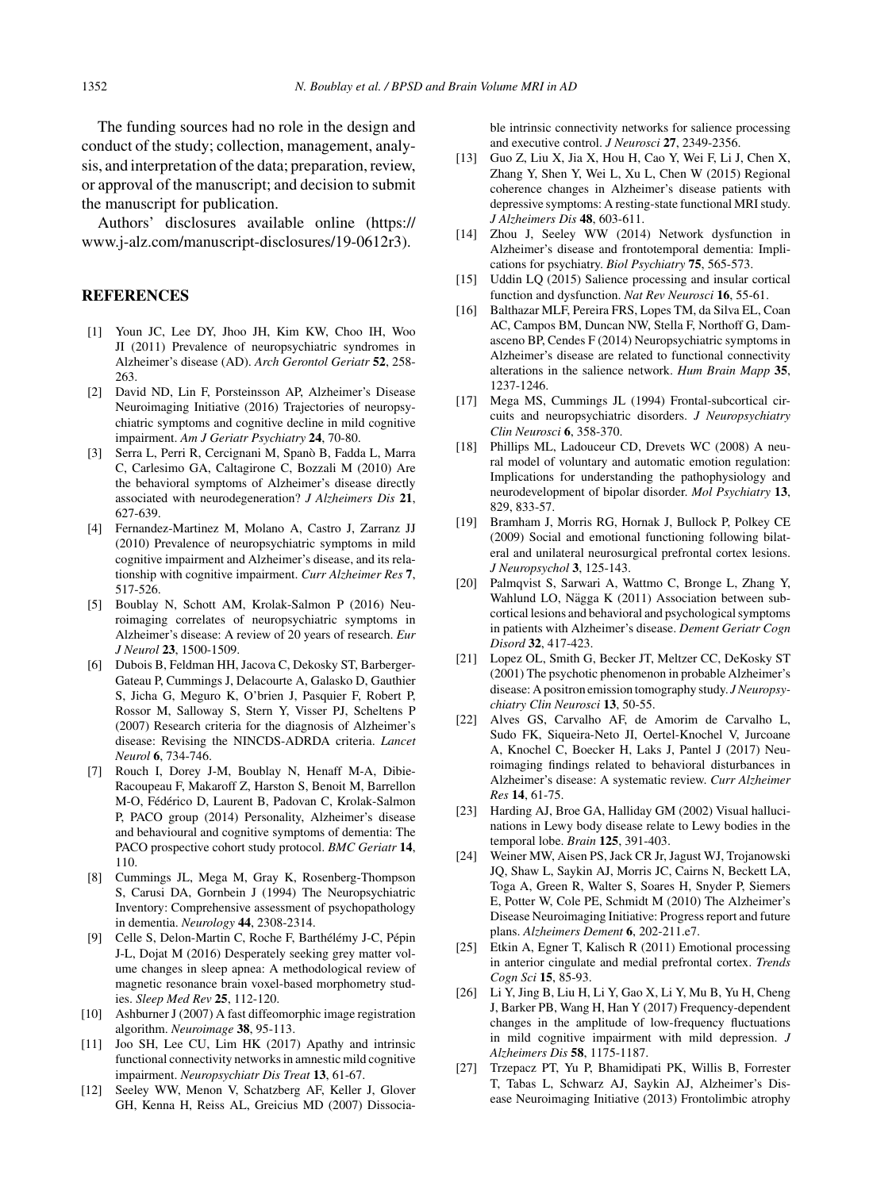The funding sources had no role in the design and conduct of the study; collection, management, analysis, and interpretation of the data; preparation, review, or approval of the manuscript; and decision to submit the manuscript for publication.

Authors' disclosures available online (https://www.j-alz.com/manuscript-disclosures/19-0612r3).

## REFERENCES

[1] Youn JC, Lee DY, Jhoo JH, Kim KW, Choo IH, Woo JI (2011) Prevalence of neuropsychiatric syndromes in Alzheimer's disease (AD). *Arch Gerontol Geriatr* **52**, 258-263.

[2] David ND, Lin F, Porsteinsson AP, Alzheimer's Disease Neuroimaging Initiative (2016) Trajectories of neuropsychiatric symptoms and cognitive decline in mild cognitive impairment. *Am J Geriatr Psychiatry* **24**, 70-80.

[3] Serra L, Perri R, Cercignani M, Spanò B, Fadda L, Marra C, Carlesimo GA, Caltagirone C, Bozzali M (2010) Are the behavioral symptoms of Alzheimer's disease directly associated with neurodegeneration? *J Alzheimers Dis* **21**, 627-639.

[4] Fernandez-Martinez M, Molano A, Castro J, Zarranz JJ (2010) Prevalence of neuropsychiatric symptoms in mild cognitive impairment and Alzheimer's disease, and its relationship with cognitive impairment. *Curr Alzheimer Res* **7**, 517-526.

[5] Boublay N, Schott AM, Krolak-Salmon P (2016) Neuroimaging correlates of neuropsychiatric symptoms in Alzheimer's disease: A review of 20 years of research. *Eur J Neurol* **23**, 1500-1509.

[6] Dubois B, Feldman HH, Jacova C, Dekosky ST, Barberger-Gateau P, Cummings J, Delacourte A, Galasko D, Gauthier S, Jicha G, Meguro K, O'brien J, Pasquier F, Robert P, Rossor M, Salloway S, Stern Y, Visser PJ, Scheltens P (2007) Research criteria for the diagnosis of Alzheimer's disease: Revising the NINCDS-ADRDA criteria. *Lancet Neurol* **6**, 734-746.

[7] Rouch I, Dorey J-M, Boublay N, Henaff M-A, Dibie-Racoupeau F, Makaroff Z, Harston S, Benoit M, Barrellon M-O, Fédérico D, Laurent B, Padovan C, Krolak-Salmon P, PACO group (2014) Personality, Alzheimer's disease and behavioural and cognitive symptoms of dementia: The PACO prospective cohort study protocol. *BMC Geriatr* **14**, 110.

[8] Cummings JL, Mega M, Gray K, Rosenberg-Thompson S, Carusi DA, Gornbein J (1994) The Neuropsychiatric Inventory: Comprehensive assessment of psychopathology in dementia. *Neurology* **44**, 2308-2314.

[9] Celle S, Delon-Martin C, Roche F, Barthélémy J-C, Pépin J-L, Dojat M (2016) Desperately seeking grey matter volume changes in sleep apnea: A methodological review of magnetic resonance brain voxel-based morphometry studies. *Sleep Med Rev* **25**, 112-120.

[10] Ashburner J (2007) A fast diffeomorphic image registration algorithm. *Neuroimage* **38**, 95-113.

[11] Joo SH, Lee CU, Lim HK (2017) Apathy and intrinsic functional connectivity networks in amnestic mild cognitive impairment. *Neuropsychiatr Dis Treat* **13**, 61-67.

[12] Seeley WW, Menon V, Schatzberg AF, Keller J, Glover GH, Kenna H, Reiss AL, Greicius MD (2007) Dissociable intrinsic connectivity networks for salience processing and executive control. *J Neurosci* **27**, 2349-2356.

[13] Guo Z, Liu X, Jia X, Hou H, Cao Y, Wei F, Li J, Chen X, Zhang Y, Shen Y, Wei L, Xu L, Chen W (2015) Regional coherence changes in Alzheimer's disease patients with depressive symptoms: A resting-state functional MRI study. *J Alzheimers Dis* **48**, 603-611.

[14] Zhou J, Seeley WW (2014) Network dysfunction in Alzheimer's disease and frontotemporal dementia: Implications for psychiatry. *Biol Psychiatry* **75**, 565-573.

[15] Uddin LQ (2015) Salience processing and insular cortical function and dysfunction. *Nat Rev Neurosci* **16**, 55-61.

[16] Balthazar MLF, Pereira FRS, Lopes TM, da Silva EL, Coan AC, Campos BM, Duncan NW, Stella F, Northoff G, Damasceno BP, Cendes F (2014) Neuropsychiatric symptoms in Alzheimer's disease are related to functional connectivity alterations in the salience network. *Hum Brain Mapp* **35**, 1237-1246.

[17] Mega MS, Cummings JL (1994) Frontal-subcortical circuits and neuropsychiatric disorders. *J Neuropsychiatry Clin Neurosci* **6**, 358-370.

[18] Phillips ML, Ladouceur CD, Drevets WC (2008) A neural model of voluntary and automatic emotion regulation: Implications for understanding the pathophysiology and neurodevelopment of bipolar disorder. *Mol Psychiatry* **13**, 829, 833-57.

[19] Bramham J, Morris RG, Hornak J, Bullock P, Polkey CE (2009) Social and emotional functioning following bilateral and unilateral neurosurgical prefrontal cortex lesions. *J Neuropsychol* **3**, 125-143.

[20] Palmqvist S, Sarwari A, Wattmo C, Bronge L, Zhang Y, Wahlund LO, Nägga K (2011) Association between subcortical lesions and behavioral and psychological symptoms in patients with Alzheimer's disease. *Dement Geriatr Cogn Disord* **32**, 417-423.

[21] Lopez OL, Smith G, Becker JT, Meltzer CC, DeKosky ST (2001) The psychotic phenomenon in probable Alzheimer's disease: A positron emission tomography study. *J Neuropsychiatry Clin Neurosci* **13**, 50-55.

[22] Alves GS, Carvalho AF, de Amorim de Carvalho L, Sudo FK, Siqueira-Neto JI, Oertel-Knochel V, Jurcoane A, Knochel C, Boecker H, Laks J, Pantel J (2017) Neuroimaging findings related to behavioral disturbances in Alzheimer's disease: A systematic review. *Curr Alzheimer Res* **14**, 61-75.

[23] Harding AJ, Broe GA, Halliday GM (2002) Visual hallucinations in Lewy body disease relate to Lewy bodies in the temporal lobe. *Brain* **125**, 391-403.

[24] Weiner MW, Aisen PS, Jack CR Jr, Jagust WJ, Trojanowski JQ, Shaw L, Saykin AJ, Morris JC, Cairns N, Beckett LA, Toga A, Green R, Walter S, Soares H, Snyder P, Siemers E, Potter W, Cole PE, Schmidt M (2010) The Alzheimer's Disease Neuroimaging Initiative: Progress report and future plans. *Alzheimers Dement* **6**, 202-211.e7.

[25] Etkin A, Egner T, Kalisch R (2011) Emotional processing in anterior cingulate and medial prefrontal cortex. *Trends Cogn Sci* **15**, 85-93.

[26] Li Y, Jing B, Liu H, Li Y, Gao X, Li Y, Mu B, Yu H, Cheng J, Barker PB, Wang H, Han Y (2017) Frequency-dependent changes in the amplitude of low-frequency fluctuations in mild cognitive impairment with mild depression. *J Alzheimers Dis* **58**, 1175-1187.

[27] Trzepacz PT, Yu P, Bhamidipati PK, Willis B, Forrester T, Tabas L, Schwarz AJ, Saykin AJ, Alzheimer's Disease Neuroimaging Initiative (2013) Frontolimbic atrophy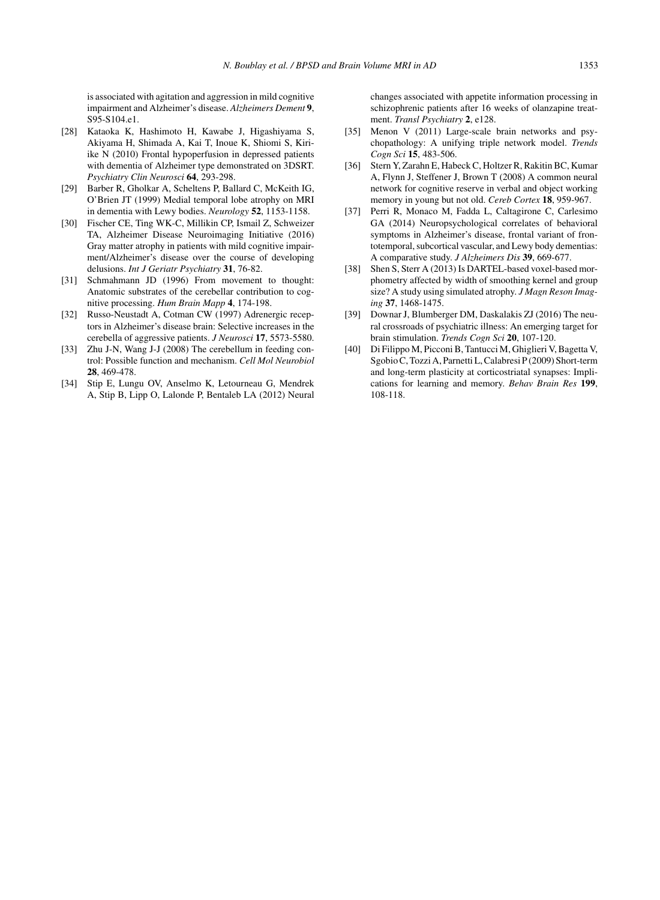is associated with agitation and aggression in mild cognitive impairment and Alzheimer's disease. *Alzheimers Dement* **9**, S95-S104.e1.

[28] Kataoka K, Hashimoto H, Kawabe J, Higashiyama S, Akiyama H, Shimada A, Kai T, Inoue K, Shiomi S, Kiriike N (2010) Frontal hypoperfusion in depressed patients with dementia of Alzheimer type demonstrated on 3DSRT. *Psychiatry Clin Neurosci* **64**, 293-298.

[29] Barber R, Gholkar A, Scheltens P, Ballard C, McKeith IG, O'Brien JT (1999) Medial temporal lobe atrophy on MRI in dementia with Lewy bodies. *Neurology* **52**, 1153-1158.

[30] Fischer CE, Ting WK-C, Millikin CP, Ismail Z, Schweizer TA, Alzheimer Disease Neuroimaging Initiative (2016) Gray matter atrophy in patients with mild cognitive impairment/Alzheimer's disease over the course of developing delusions. *Int J Geriatr Psychiatry* **31**, 76-82.

[31] Schmahmann JD (1996) From movement to thought: Anatomic substrates of the cerebellar contribution to cognitive processing. *Hum Brain Mapp* **4**, 174-198.

[32] Russo-Neustadt A, Cotman CW (1997) Adrenergic receptors in Alzheimer's disease brain: Selective increases in the cerebella of aggressive patients. *J Neurosci* **17**, 5573-5580.

[33] Zhu J-N, Wang J-J (2008) The cerebellum in feeding control: Possible function and mechanism. *Cell Mol Neurobiol* **28**, 469-478.

[34] Stip E, Lungu OV, Anselmo K, Letourneau G, Mendrek A, Stip B, Lipp O, Lalonde P, Bentaleb LA (2012) Neural changes associated with appetite information processing in schizophrenic patients after 16 weeks of olanzapine treatment. *Transl Psychiatry* **2**, e128.

[35] Menon V (2011) Large-scale brain networks and psychopathology: A unifying triple network model. *Trends Cogn Sci* **15**, 483-506.

[36] Stern Y, Zarahn E, Habeck C, Holtzer R, Rakitin BC, Kumar A, Flynn J, Steffener J, Brown T (2008) A common neural network for cognitive reserve in verbal and object working memory in young but not old. *Cereb Cortex* **18**, 959-967.

[37] Perri R, Monaco M, Fadda L, Caltagirone C, Carlesimo GA (2014) Neuropsychological correlates of behavioral symptoms in Alzheimer's disease, frontal variant of frontotemporal, subcortical vascular, and Lewy body dementias: A comparative study. *J Alzheimers Dis* **39**, 669-677.

[38] Shen S, Sterr A (2013) Is DARTEL-based voxel-based morphometry affected by width of smoothing kernel and group size? A study using simulated atrophy. *J Magn Reson Imaging* **37**, 1468-1475.

[39] Downar J, Blumberger DM, Daskalakis ZJ (2016) The neural crossroads of psychiatric illness: An emerging target for brain stimulation. *Trends Cogn Sci* **20**, 107-120.

[40] Di Filippo M, Picconi B, Tantucci M, Ghiglieri V, Bagetta V, Sgobio C, Tozzi A, Parnetti L, Calabresi P (2009) Short-term and long-term plasticity at corticostriatal synapses: Implications for learning and memory. *Behav Brain Res* **199**, 108-118.